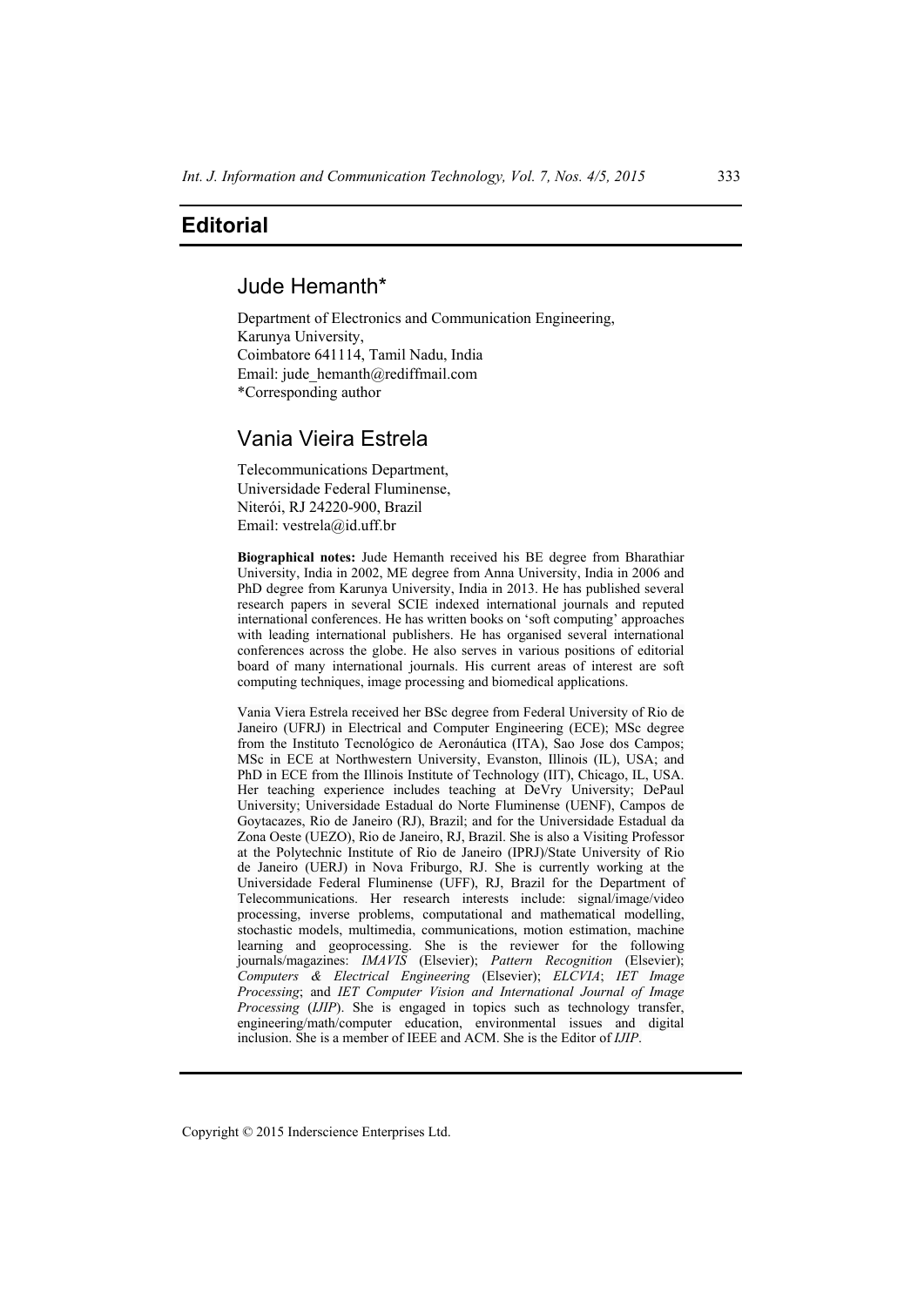# Editorial

## Jude Hemanth*

Department of Electronics and Communication Engineering,
Karunya University,
Coimbatore 641114, Tamil Nadu, India
Email: jude_hemanth@rediffmail.com
*Corresponding author

## Vania Vieira Estrela

Telecommunications Department,
Universidade Federal Fluminense,
Niterói, RJ 24220-900, Brazil
Email: vestrela@id.uff.br

**Biographical notes:** Jude Hemanth received his BE degree from Bharathiar University, India in 2002, ME degree from Anna University, India in 2006 and PhD degree from Karunya University, India in 2013. He has published several research papers in several SCIE indexed international journals and reputed international conferences. He has written books on 'soft computing' approaches with leading international publishers. He has organised several international conferences across the globe. He also serves in various positions of editorial board of many international journals. His current areas of interest are soft computing techniques, image processing and biomedical applications.

Vania Viera Estrela received her BSc degree from Federal University of Rio de Janeiro (UFRJ) in Electrical and Computer Engineering (ECE); MSc degree from the Instituto Tecnológico de Aeronáutica (ITA), Sao Jose dos Campos; MSc in ECE at Northwestern University, Evanston, Illinois (IL), USA; and PhD in ECE from the Illinois Institute of Technology (IIT), Chicago, IL, USA. Her teaching experience includes teaching at DeVry University; DePaul University; Universidade Estadual do Norte Fluminense (UENF), Campos de Goytacazes, Rio de Janeiro (RJ), Brazil; and for the Universidade Estadual da Zona Oeste (UEZO), Rio de Janeiro, RJ, Brazil. She is also a Visiting Professor at the Polytechnic Institute of Rio de Janeiro (IPRJ)/State University of Rio de Janeiro (UERJ) in Nova Friburgo, RJ. She is currently working at the Universidade Federal Fluminense (UFF), RJ, Brazil for the Department of Telecommunications. Her research interests include: signal/image/video processing, inverse problems, computational and mathematical modelling, stochastic models, multimedia, communications, motion estimation, machine learning and geoprocessing. She is the reviewer for the following journals/magazines: *IMAVIS* (Elsevier); *Pattern Recognition* (Elsevier); *Computers & Electrical Engineering* (Elsevier); *ELCVIA*; *IET Image Processing*; and *IET Computer Vision and International Journal of Image Processing* (*IJIP*). She is engaged in topics such as technology transfer, engineering/math/computer education, environmental issues and digital inclusion. She is a member of IEEE and ACM. She is the Editor of *IJIP*.

Copyright © 2015 Inderscience Enterprises Ltd.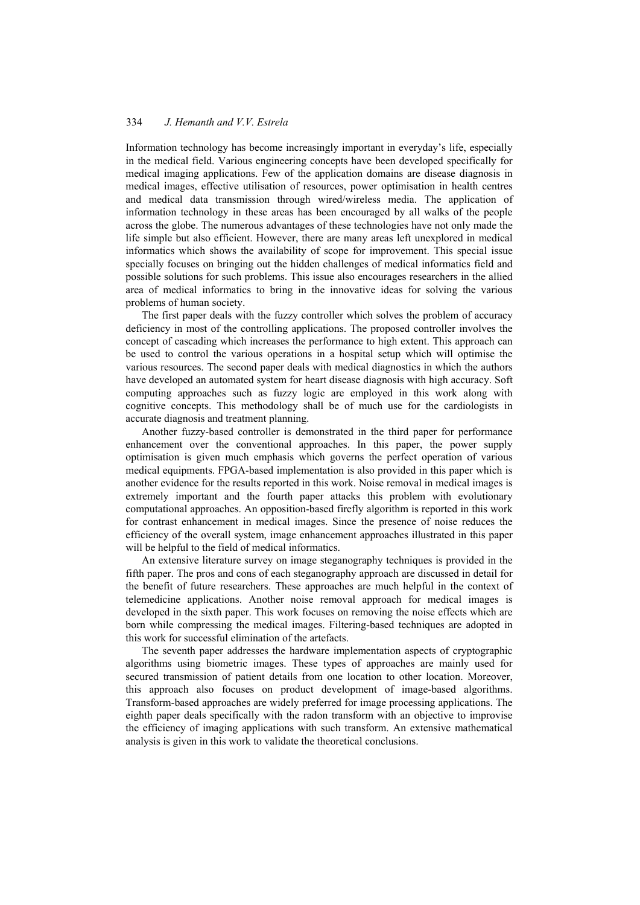Information technology has become increasingly important in everyday's life, especially in the medical field. Various engineering concepts have been developed specifically for medical imaging applications. Few of the application domains are disease diagnosis in medical images, effective utilisation of resources, power optimisation in health centres and medical data transmission through wired/wireless media. The application of information technology in these areas has been encouraged by all walks of the people across the globe. The numerous advantages of these technologies have not only made the life simple but also efficient. However, there are many areas left unexplored in medical informatics which shows the availability of scope for improvement. This special issue specially focuses on bringing out the hidden challenges of medical informatics field and possible solutions for such problems. This issue also encourages researchers in the allied area of medical informatics to bring in the innovative ideas for solving the various problems of human society.

The first paper deals with the fuzzy controller which solves the problem of accuracy deficiency in most of the controlling applications. The proposed controller involves the concept of cascading which increases the performance to high extent. This approach can be used to control the various operations in a hospital setup which will optimise the various resources. The second paper deals with medical diagnostics in which the authors have developed an automated system for heart disease diagnosis with high accuracy. Soft computing approaches such as fuzzy logic are employed in this work along with cognitive concepts. This methodology shall be of much use for the cardiologists in accurate diagnosis and treatment planning.

Another fuzzy-based controller is demonstrated in the third paper for performance enhancement over the conventional approaches. In this paper, the power supply optimisation is given much emphasis which governs the perfect operation of various medical equipments. FPGA-based implementation is also provided in this paper which is another evidence for the results reported in this work. Noise removal in medical images is extremely important and the fourth paper attacks this problem with evolutionary computational approaches. An opposition-based firefly algorithm is reported in this work for contrast enhancement in medical images. Since the presence of noise reduces the efficiency of the overall system, image enhancement approaches illustrated in this paper will be helpful to the field of medical informatics.

An extensive literature survey on image steganography techniques is provided in the fifth paper. The pros and cons of each steganography approach are discussed in detail for the benefit of future researchers. These approaches are much helpful in the context of telemedicine applications. Another noise removal approach for medical images is developed in the sixth paper. This work focuses on removing the noise effects which are born while compressing the medical images. Filtering-based techniques are adopted in this work for successful elimination of the artefacts.

The seventh paper addresses the hardware implementation aspects of cryptographic algorithms using biometric images. These types of approaches are mainly used for secured transmission of patient details from one location to other location. Moreover, this approach also focuses on product development of image-based algorithms. Transform-based approaches are widely preferred for image processing applications. The eighth paper deals specifically with the radon transform with an objective to improvise the efficiency of imaging applications with such transform. An extensive mathematical analysis is given in this work to validate the theoretical conclusions.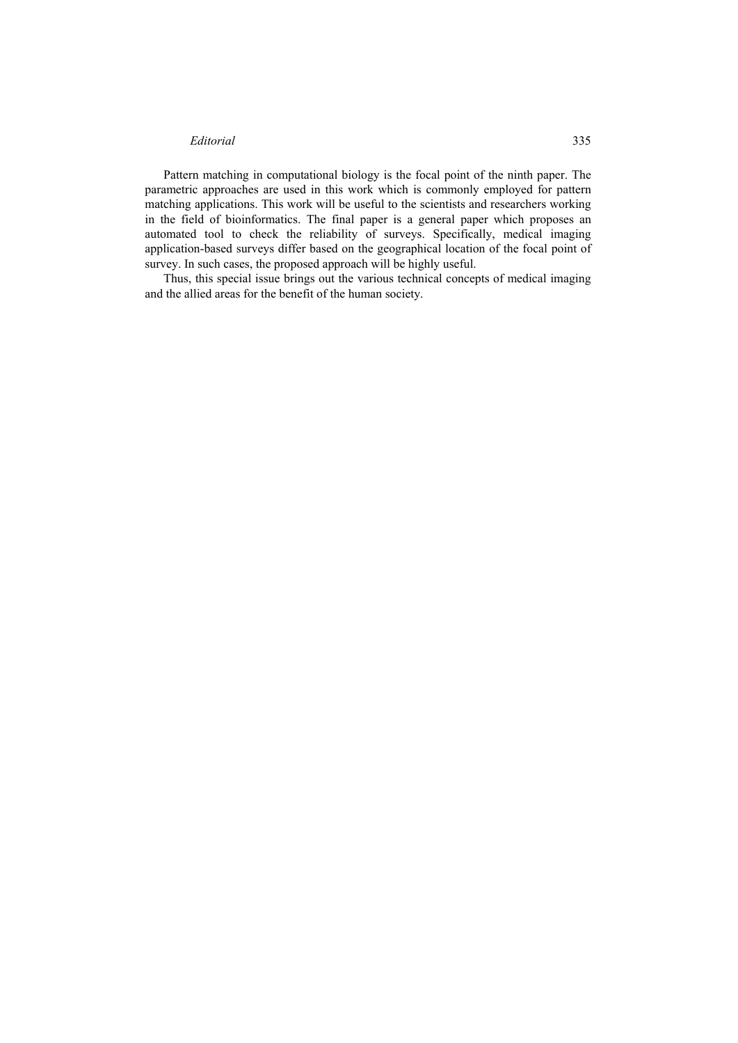Pattern matching in computational biology is the focal point of the ninth paper. The parametric approaches are used in this work which is commonly employed for pattern matching applications. This work will be useful to the scientists and researchers working in the field of bioinformatics. The final paper is a general paper which proposes an automated tool to check the reliability of surveys. Specifically, medical imaging application-based surveys differ based on the geographical location of the focal point of survey. In such cases, the proposed approach will be highly useful.

Thus, this special issue brings out the various technical concepts of medical imaging and the allied areas for the benefit of the human society.